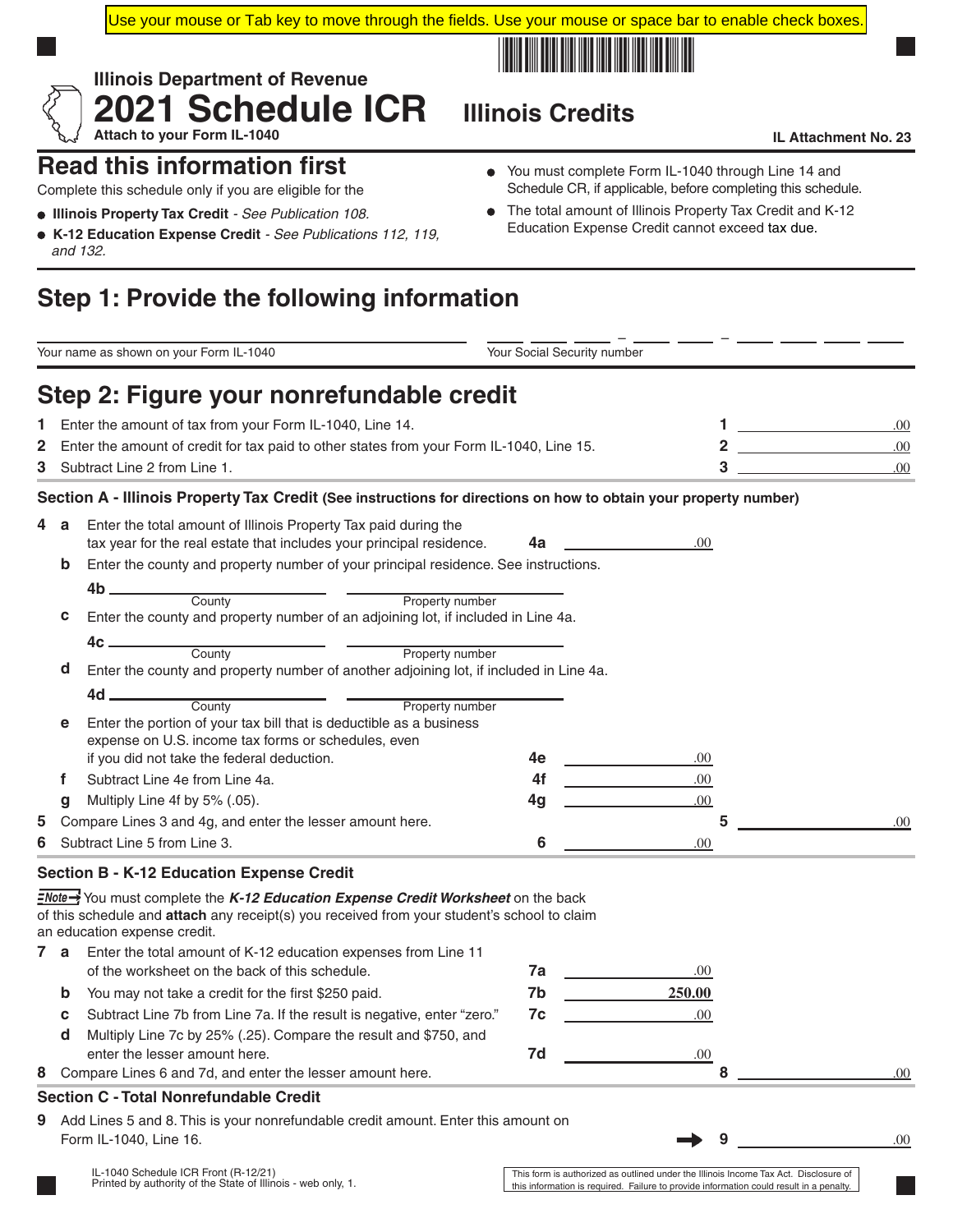Use your mouse or Tab key to move through the fields. Use your mouse or space bar to enable check boxes.

Illinois Department of Revenue

# 2021 Schedule ICR Illinois Credits

Attach to your Form IL-1040

IL Attachment No. 23

## Read this information first

Complete this schedule only if you are eligible for the

- **Illinois Property Tax Credit** - *See Publication 108.*
- **K-12 Education Expense Credit** - *See Publications 112, 119, and 132.*

- You must complete Form IL-1040 through Line 14 and Schedule CR, if applicable, before completing this schedule.
- The total amount of Illinois Property Tax Credit and K-12 Education Expense Credit cannot exceed tax due.

## Step 1: Provide the following information

Your name as shown on your Form IL-1040 ______________________

Your Social Security number ___ ___ ___ – ___ ___ – ___ ___ ___ ___

## Step 2: Figure your nonrefundable credit

| | | | |
|---|---|---|---|
| **1** | Enter the amount of tax from your Form IL-1040, Line 14. | **1** | .00 |
| **2** | Enter the amount of credit for tax paid to other states from your Form IL-1040, Line 15. | **2** | .00 |
| **3** | Subtract Line 2 from Line 1. | **3** | .00 |

### Section A - Illinois Property Tax Credit (See instructions for directions on how to obtain your property number)

**4 a** Enter the total amount of Illinois Property Tax paid during the tax year for the real estate that includes your principal residence. **4a** ________ .00

**b** Enter the county and property number of your principal residence. See instructions.

**4b** ________________ County ________________ Property number

**c** Enter the county and property number of an adjoining lot, if included in Line 4a.

**4c** ________________ County ________________ Property number

**d** Enter the county and property number of another adjoining lot, if included in Line 4a.

**4d** ________________ County ________________ Property number

**e** Enter the portion of your tax bill that is deductible as a business expense on U.S. income tax forms or schedules, even if you did not take the federal deduction. **4e** ________ .00

**f** Subtract Line 4e from Line 4a. **4f** ________ .00

**g** Multiply Line 4f by 5% (.05). **4g** ________ .00

**5** Compare Lines 3 and 4g, and enter the lesser amount here. **5** ________ .00

**6** Subtract Line 5 from Line 3. **6** ________ .00

### Section B - K-12 Education Expense Credit

**Note** You must complete the ***K-12 Education Expense Credit Worksheet*** on the back of this schedule and **attach** any receipt(s) you received from your student's school to claim an education expense credit.

**7 a** Enter the total amount of K-12 education expenses from Line 11 of the worksheet on the back of this schedule. **7a** ________ .00

**b** You may not take a credit for the first $250 paid. **7b** **250.00**

**c** Subtract Line 7b from Line 7a. If the result is negative, enter "zero." **7c** ________ .00

**d** Multiply Line 7c by 25% (.25). Compare the result and $750, and enter the lesser amount here. **7d** ________ .00

**8** Compare Lines 6 and 7d, and enter the lesser amount here. **8** ________ .00

### Section C - Total Nonrefundable Credit

**9** Add Lines 5 and 8. This is your nonrefundable credit amount. Enter this amount on Form IL-1040, Line 16. ➔ **9** ________ .00

IL-1040 Schedule ICR Front (R-12/21)
Printed by authority of the State of Illinois - web only, 1.

This form is authorized as outlined under the Illinois Income Tax Act. Disclosure of this information is required. Failure to provide information could result in a penalty.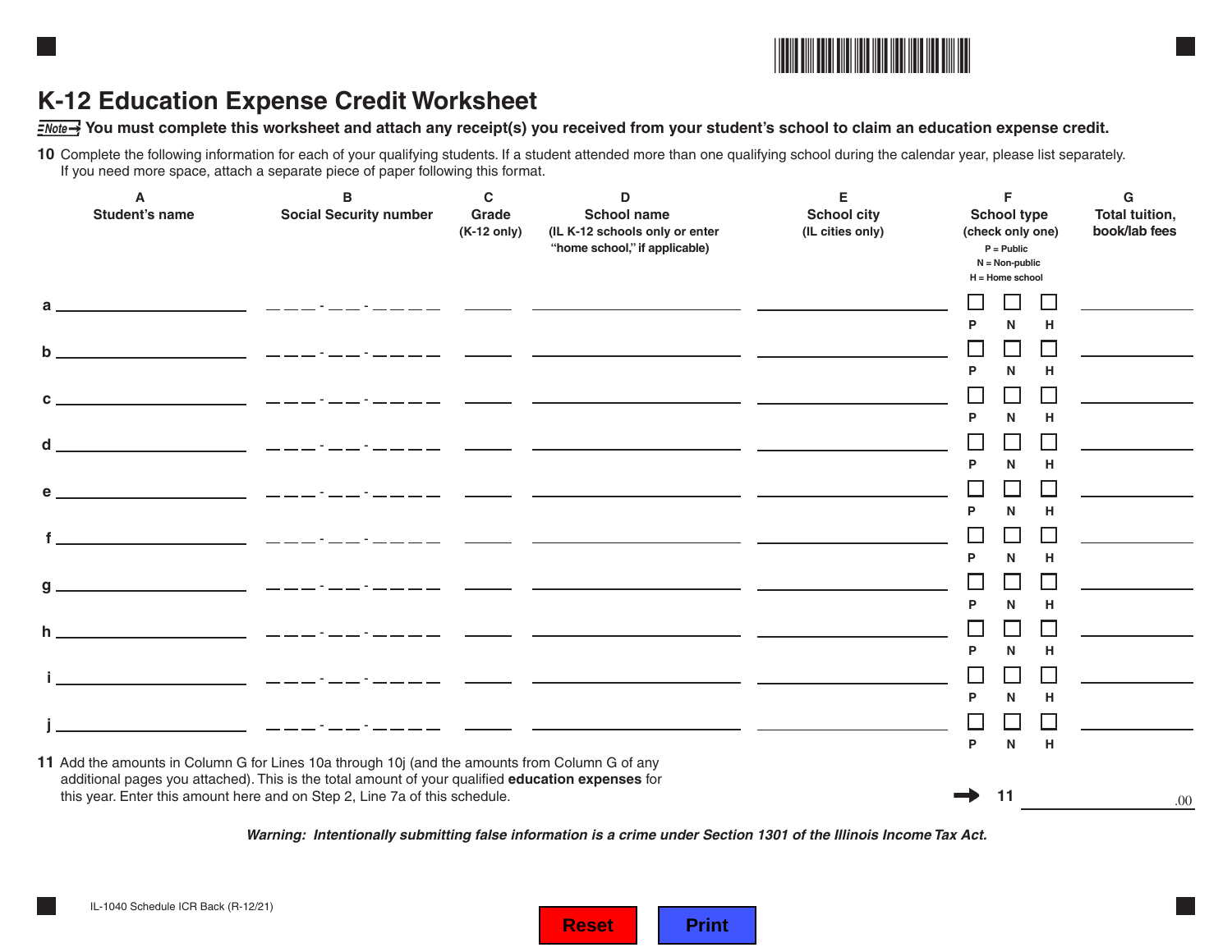# K-12 Education Expense Credit Worksheet

**Note** **You must complete this worksheet and attach any receipt(s) you received from your student's school to claim an education expense credit.**

**10** Complete the following information for each of your qualifying students. If a student attended more than one qualifying school during the calendar year, please list separately. If you need more space, attach a separate piece of paper following this format.

| | A<br>**Student's name** | B<br>**Social Security number** | C<br>**Grade**<br>(K-12 only) | D<br>**School name**<br>(IL K-12 schools only or enter "home school," if applicable) | E<br>**School city**<br>(IL cities only) | F<br>**School type**<br>(check only one)<br>P = Public<br>N = Non-public<br>H = Home school | G<br>**Total tuition, book/lab fees** |
|---|---|---|---|---|---|---|---|
| a | | ___-__-____ | | | | ☐ P ☐ N ☐ H | |
| b | | ___-__-____ | | | | ☐ P ☐ N ☐ H | |
| c | | ___-__-____ | | | | ☐ P ☐ N ☐ H | |
| d | | ___-__-____ | | | | ☐ P ☐ N ☐ H | |
| e | | ___-__-____ | | | | ☐ P ☐ N ☐ H | |
| f | | ___-__-____ | | | | ☐ P ☐ N ☐ H | |
| g | | ___-__-____ | | | | ☐ P ☐ N ☐ H | |
| h | | ___-__-____ | | | | ☐ P ☐ N ☐ H | |
| i | | ___-__-____ | | | | ☐ P ☐ N ☐ H | |
| j | | ___-__-____ | | | | ☐ P ☐ N ☐ H | |

**11** Add the amounts in Column G for Lines 10a through 10j (and the amounts from Column G of any additional pages you attached). This is the total amount of your qualified **education expenses** for this year. Enter this amount here and on Step 2, Line 7a of this schedule. → **11** _______________ .00

***Warning: Intentionally submitting false information is a crime under Section 1301 of the Illinois Income Tax Act.***

IL-1040 Schedule ICR Back (R-12/21)

Reset Print